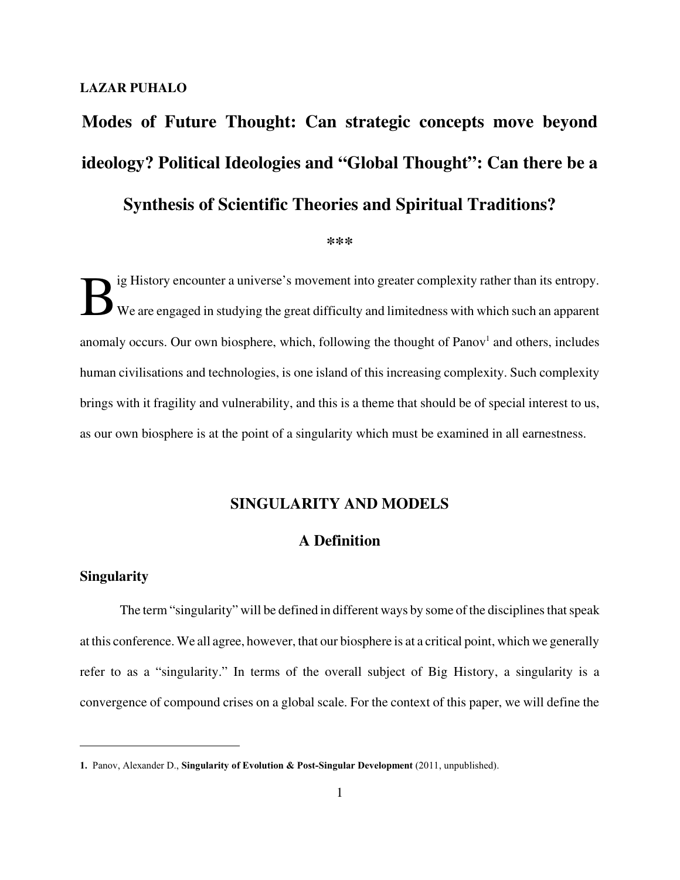**LAZAR PUHALO**

# Modes of Future Thought: Can strategic concepts move beyond ideology? Political Ideologies and "Global Thought": Can there be a Synthesis of Scientific Theories and Spiritual Traditions?

***

Big History encounter a universe's movement into greater complexity rather than its entropy. We are engaged in studying the great difficulty and limitedness with which such an apparent anomaly occurs. Our own biosphere, which, following the thought of Panov[1] and others, includes human civilisations and technologies, is one island of this increasing complexity. Such complexity brings with it fragility and vulnerability, and this is a theme that should be of special interest to us, as our own biosphere is at the point of a singularity which must be examined in all earnestness.

## SINGULARITY AND MODELS

### A Definition

**Singularity**

The term "singularity" will be defined in different ways by some of the disciplines that speak at this conference. We all agree, however, that our biosphere is at a critical point, which we generally refer to as a "singularity." In terms of the overall subject of Big History, a singularity is a convergence of compound crises on a global scale. For the context of this paper, we will define the

---

**1.** Panov, Alexander D., **Singularity of Evolution & Post-Singular Development** (2011, unpublished).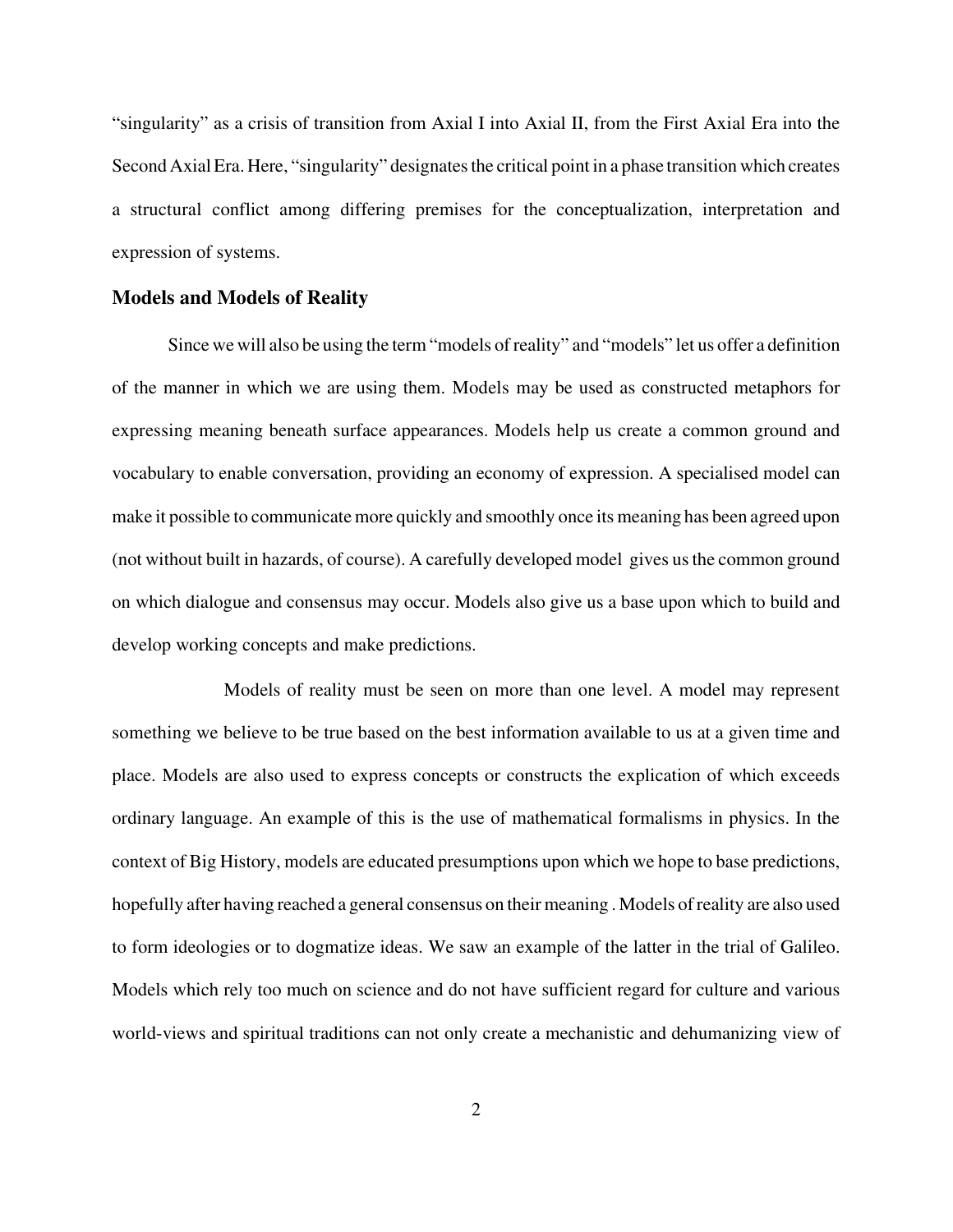"singularity" as a crisis of transition from Axial I into Axial II, from the First Axial Era into the Second Axial Era. Here, "singularity" designates the critical point in a phase transition which creates a structural conflict among differing premises for the conceptualization, interpretation and expression of systems.

### Models and Models of Reality

Since we will also be using the term "models of reality" and "models" let us offer a definition of the manner in which we are using them. Models may be used as constructed metaphors for expressing meaning beneath surface appearances. Models help us create a common ground and vocabulary to enable conversation, providing an economy of expression. A specialised model can make it possible to communicate more quickly and smoothly once its meaning has been agreed upon (not without built in hazards, of course). A carefully developed model gives us the common ground on which dialogue and consensus may occur. Models also give us a base upon which to build and develop working concepts and make predictions.

Models of reality must be seen on more than one level. A model may represent something we believe to be true based on the best information available to us at a given time and place. Models are also used to express concepts or constructs the explication of which exceeds ordinary language. An example of this is the use of mathematical formalisms in physics. In the context of Big History, models are educated presumptions upon which we hope to base predictions, hopefully after having reached a general consensus on their meaning . Models of reality are also used to form ideologies or to dogmatize ideas. We saw an example of the latter in the trial of Galileo. Models which rely too much on science and do not have sufficient regard for culture and various world-views and spiritual traditions can not only create a mechanistic and dehumanizing view of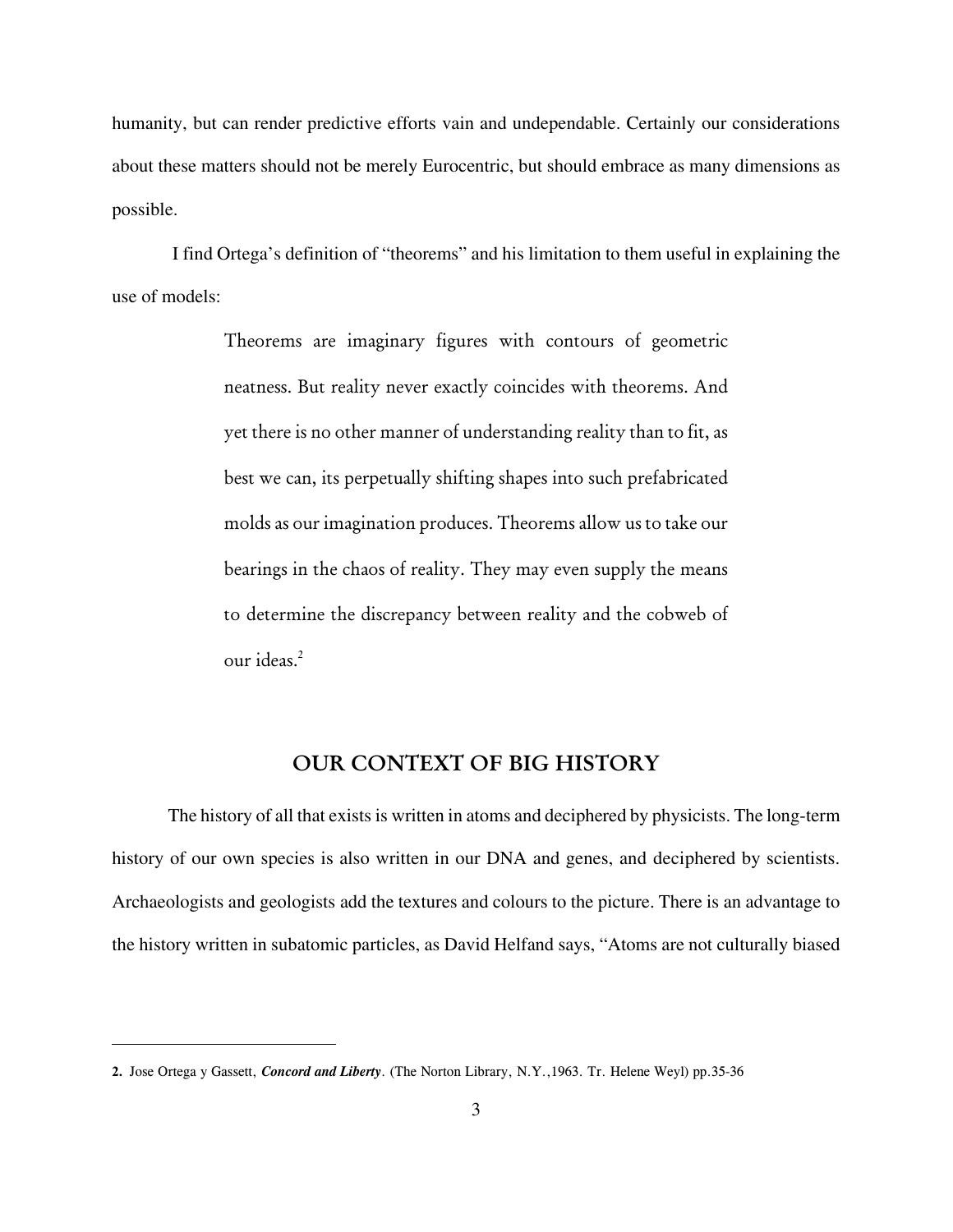humanity, but can render predictive efforts vain and undependable. Certainly our considerations about these matters should not be merely Eurocentric, but should embrace as many dimensions as possible.

I find Ortega's definition of "theorems" and his limitation to them useful in explaining the use of models:

> Theorems are imaginary figures with contours of geometric neatness. But reality never exactly coincides with theorems. And yet there is no other manner of understanding reality than to fit, as best we can, its perpetually shifting shapes into such prefabricated molds as our imagination produces. Theorems allow us to take our bearings in the chaos of reality. They may even supply the means to determine the discrepancy between reality and the cobweb of our ideas.[2]

## OUR CONTEXT OF BIG HISTORY

The history of all that exists is written in atoms and deciphered by physicists. The long-term history of our own species is also written in our DNA and genes, and deciphered by scientists. Archaeologists and geologists add the textures and colours to the picture. There is an advantage to the history written in subatomic particles, as David Helfand says, "Atoms are not culturally biased

---

**2.** Jose Ortega y Gassett, ***Concord and Liberty***. (The Norton Library, N.Y.,1963. Tr. Helene Weyl) pp.35-36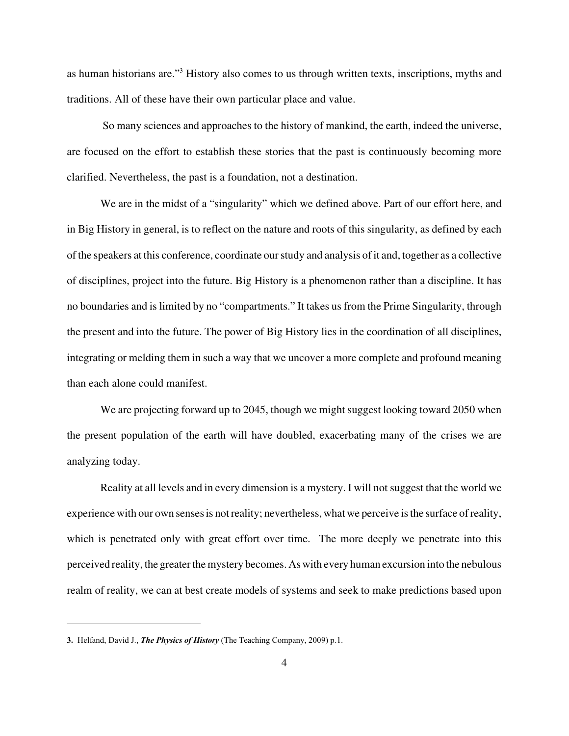as human historians are."[3] History also comes to us through written texts, inscriptions, myths and traditions. All of these have their own particular place and value.

So many sciences and approaches to the history of mankind, the earth, indeed the universe, are focused on the effort to establish these stories that the past is continuously becoming more clarified. Nevertheless, the past is a foundation, not a destination.

We are in the midst of a "singularity" which we defined above. Part of our effort here, and in Big History in general, is to reflect on the nature and roots of this singularity, as defined by each of the speakers at this conference, coordinate our study and analysis of it and, together as a collective of disciplines, project into the future. Big History is a phenomenon rather than a discipline. It has no boundaries and is limited by no "compartments." It takes us from the Prime Singularity, through the present and into the future. The power of Big History lies in the coordination of all disciplines, integrating or melding them in such a way that we uncover a more complete and profound meaning than each alone could manifest.

We are projecting forward up to 2045, though we might suggest looking toward 2050 when the present population of the earth will have doubled, exacerbating many of the crises we are analyzing today.

Reality at all levels and in every dimension is a mystery. I will not suggest that the world we experience with our own senses is not reality; nevertheless, what we perceive is the surface of reality, which is penetrated only with great effort over time. The more deeply we penetrate into this perceived reality, the greater the mystery becomes. As with every human excursion into the nebulous realm of reality, we can at best create models of systems and seek to make predictions based upon

---

**3.** Helfand, David J., ***The Physics of History*** (The Teaching Company, 2009) p.1.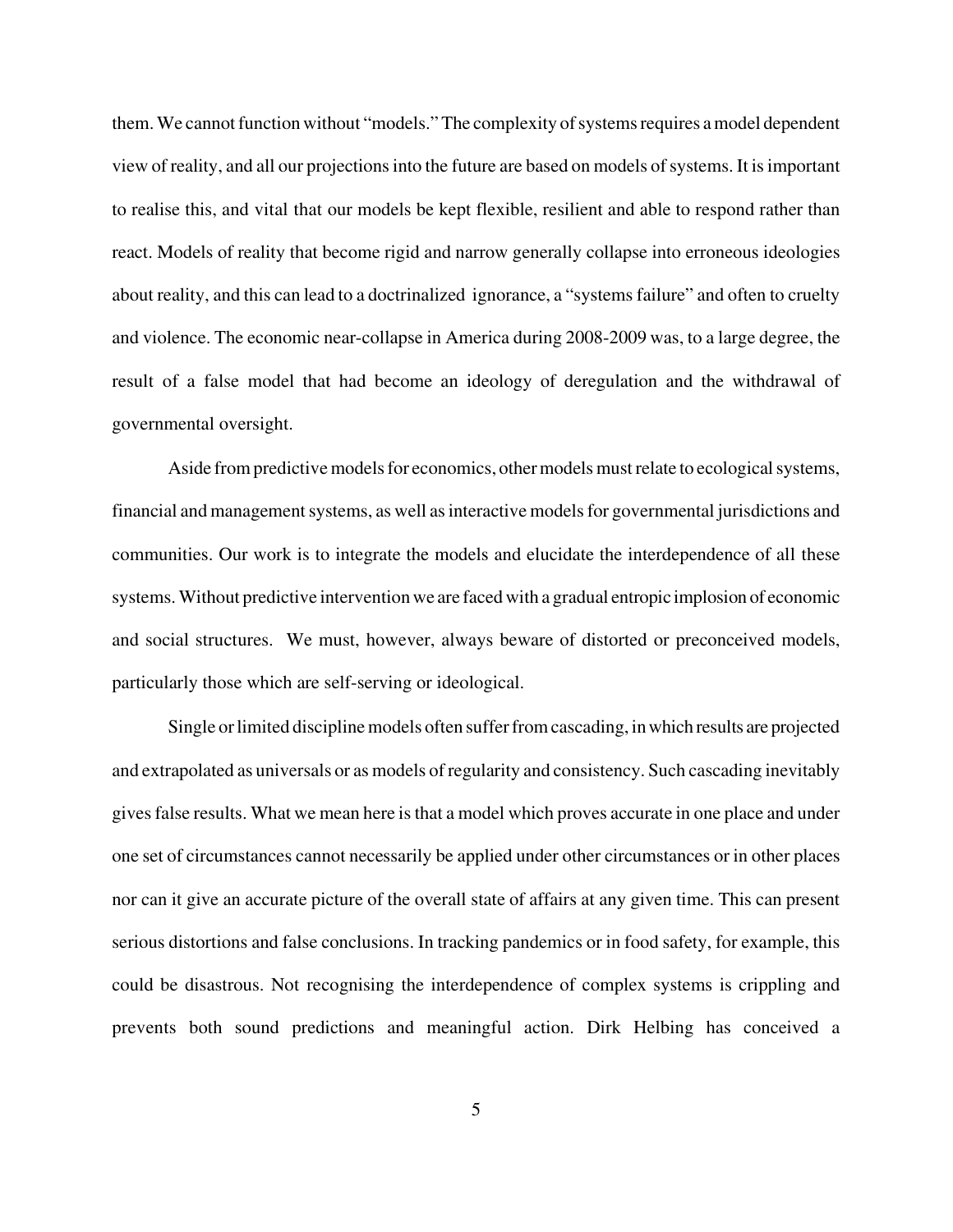them. We cannot function without "models." The complexity of systems requires a model dependent view of reality, and all our projections into the future are based on models of systems. It is important to realise this, and vital that our models be kept flexible, resilient and able to respond rather than react. Models of reality that become rigid and narrow generally collapse into erroneous ideologies about reality, and this can lead to a doctrinalized ignorance, a "systems failure" and often to cruelty and violence. The economic near-collapse in America during 2008-2009 was, to a large degree, the result of a false model that had become an ideology of deregulation and the withdrawal of governmental oversight.

Aside from predictive models for economics, other models must relate to ecological systems, financial and management systems, as well as interactive models for governmental jurisdictions and communities. Our work is to integrate the models and elucidate the interdependence of all these systems. Without predictive intervention we are faced with a gradual entropic implosion of economic and social structures. We must, however, always beware of distorted or preconceived models, particularly those which are self-serving or ideological.

Single or limited discipline models often suffer from cascading, in which results are projected and extrapolated as universals or as models of regularity and consistency. Such cascading inevitably gives false results. What we mean here is that a model which proves accurate in one place and under one set of circumstances cannot necessarily be applied under other circumstances or in other places nor can it give an accurate picture of the overall state of affairs at any given time. This can present serious distortions and false conclusions. In tracking pandemics or in food safety, for example, this could be disastrous. Not recognising the interdependence of complex systems is crippling and prevents both sound predictions and meaningful action. Dirk Helbing has conceived a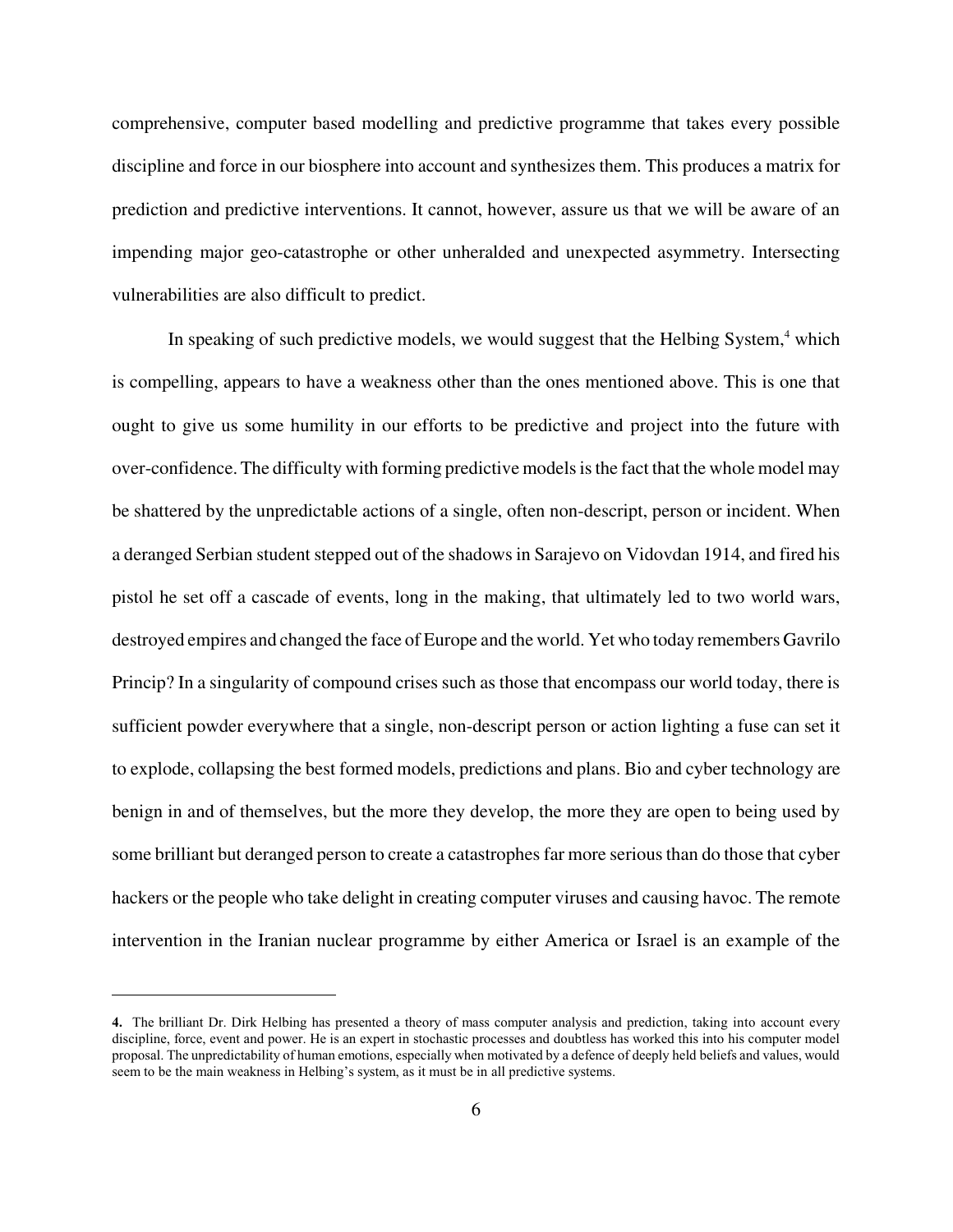comprehensive, computer based modelling and predictive programme that takes every possible discipline and force in our biosphere into account and synthesizes them. This produces a matrix for prediction and predictive interventions. It cannot, however, assure us that we will be aware of an impending major geo-catastrophe or other unheralded and unexpected asymmetry. Intersecting vulnerabilities are also difficult to predict.

In speaking of such predictive models, we would suggest that the Helbing System,[4] which is compelling, appears to have a weakness other than the ones mentioned above. This is one that ought to give us some humility in our efforts to be predictive and project into the future with over-confidence. The difficulty with forming predictive models is the fact that the whole model may be shattered by the unpredictable actions of a single, often non-descript, person or incident. When a deranged Serbian student stepped out of the shadows in Sarajevo on Vidovdan 1914, and fired his pistol he set off a cascade of events, long in the making, that ultimately led to two world wars, destroyed empires and changed the face of Europe and the world. Yet who today remembers Gavrilo Princip? In a singularity of compound crises such as those that encompass our world today, there is sufficient powder everywhere that a single, non-descript person or action lighting a fuse can set it to explode, collapsing the best formed models, predictions and plans. Bio and cyber technology are benign in and of themselves, but the more they develop, the more they are open to being used by some brilliant but deranged person to create a catastrophes far more serious than do those that cyber hackers or the people who take delight in creating computer viruses and causing havoc. The remote intervention in the Iranian nuclear programme by either America or Israel is an example of the

---

**4.** The brilliant Dr. Dirk Helbing has presented a theory of mass computer analysis and prediction, taking into account every discipline, force, event and power. He is an expert in stochastic processes and doubtless has worked this into his computer model proposal. The unpredictability of human emotions, especially when motivated by a defence of deeply held beliefs and values, would seem to be the main weakness in Helbing's system, as it must be in all predictive systems.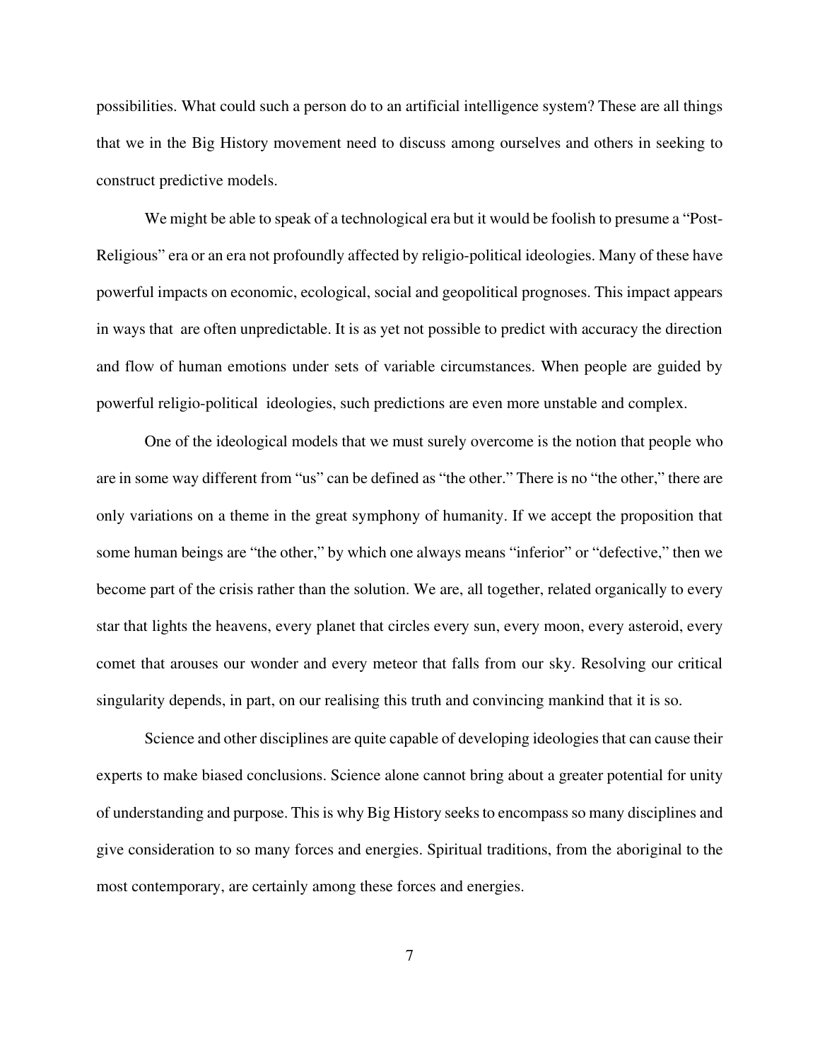possibilities. What could such a person do to an artificial intelligence system? These are all things that we in the Big History movement need to discuss among ourselves and others in seeking to construct predictive models.

We might be able to speak of a technological era but it would be foolish to presume a "Post-Religious" era or an era not profoundly affected by religio-political ideologies. Many of these have powerful impacts on economic, ecological, social and geopolitical prognoses. This impact appears in ways that are often unpredictable. It is as yet not possible to predict with accuracy the direction and flow of human emotions under sets of variable circumstances. When people are guided by powerful religio-political ideologies, such predictions are even more unstable and complex.

One of the ideological models that we must surely overcome is the notion that people who are in some way different from "us" can be defined as "the other." There is no "the other," there are only variations on a theme in the great symphony of humanity. If we accept the proposition that some human beings are "the other," by which one always means "inferior" or "defective," then we become part of the crisis rather than the solution. We are, all together, related organically to every star that lights the heavens, every planet that circles every sun, every moon, every asteroid, every comet that arouses our wonder and every meteor that falls from our sky. Resolving our critical singularity depends, in part, on our realising this truth and convincing mankind that it is so.

Science and other disciplines are quite capable of developing ideologies that can cause their experts to make biased conclusions. Science alone cannot bring about a greater potential for unity of understanding and purpose. This is why Big History seeks to encompass so many disciplines and give consideration to so many forces and energies. Spiritual traditions, from the aboriginal to the most contemporary, are certainly among these forces and energies.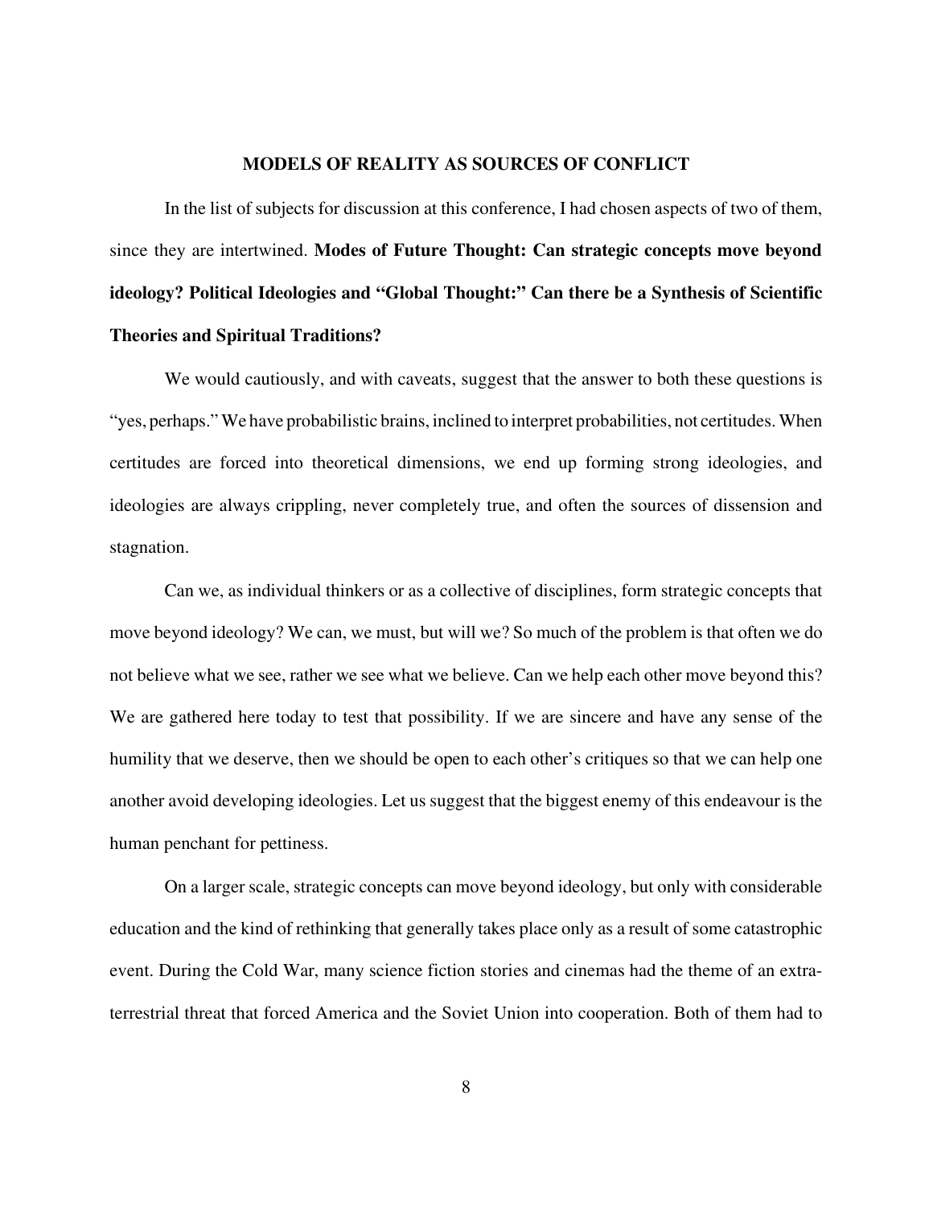## MODELS OF REALITY AS SOURCES OF CONFLICT

In the list of subjects for discussion at this conference, I had chosen aspects of two of them, since they are intertwined. **Modes of Future Thought: Can strategic concepts move beyond ideology? Political Ideologies and "Global Thought:" Can there be a Synthesis of Scientific Theories and Spiritual Traditions?**

We would cautiously, and with caveats, suggest that the answer to both these questions is "yes, perhaps." We have probabilistic brains, inclined to interpret probabilities, not certitudes. When certitudes are forced into theoretical dimensions, we end up forming strong ideologies, and ideologies are always crippling, never completely true, and often the sources of dissension and stagnation.

Can we, as individual thinkers or as a collective of disciplines, form strategic concepts that move beyond ideology? We can, we must, but will we? So much of the problem is that often we do not believe what we see, rather we see what we believe. Can we help each other move beyond this? We are gathered here today to test that possibility. If we are sincere and have any sense of the humility that we deserve, then we should be open to each other's critiques so that we can help one another avoid developing ideologies. Let us suggest that the biggest enemy of this endeavour is the human penchant for pettiness.

On a larger scale, strategic concepts can move beyond ideology, but only with considerable education and the kind of rethinking that generally takes place only as a result of some catastrophic event. During the Cold War, many science fiction stories and cinemas had the theme of an extra-terrestrial threat that forced America and the Soviet Union into cooperation. Both of them had to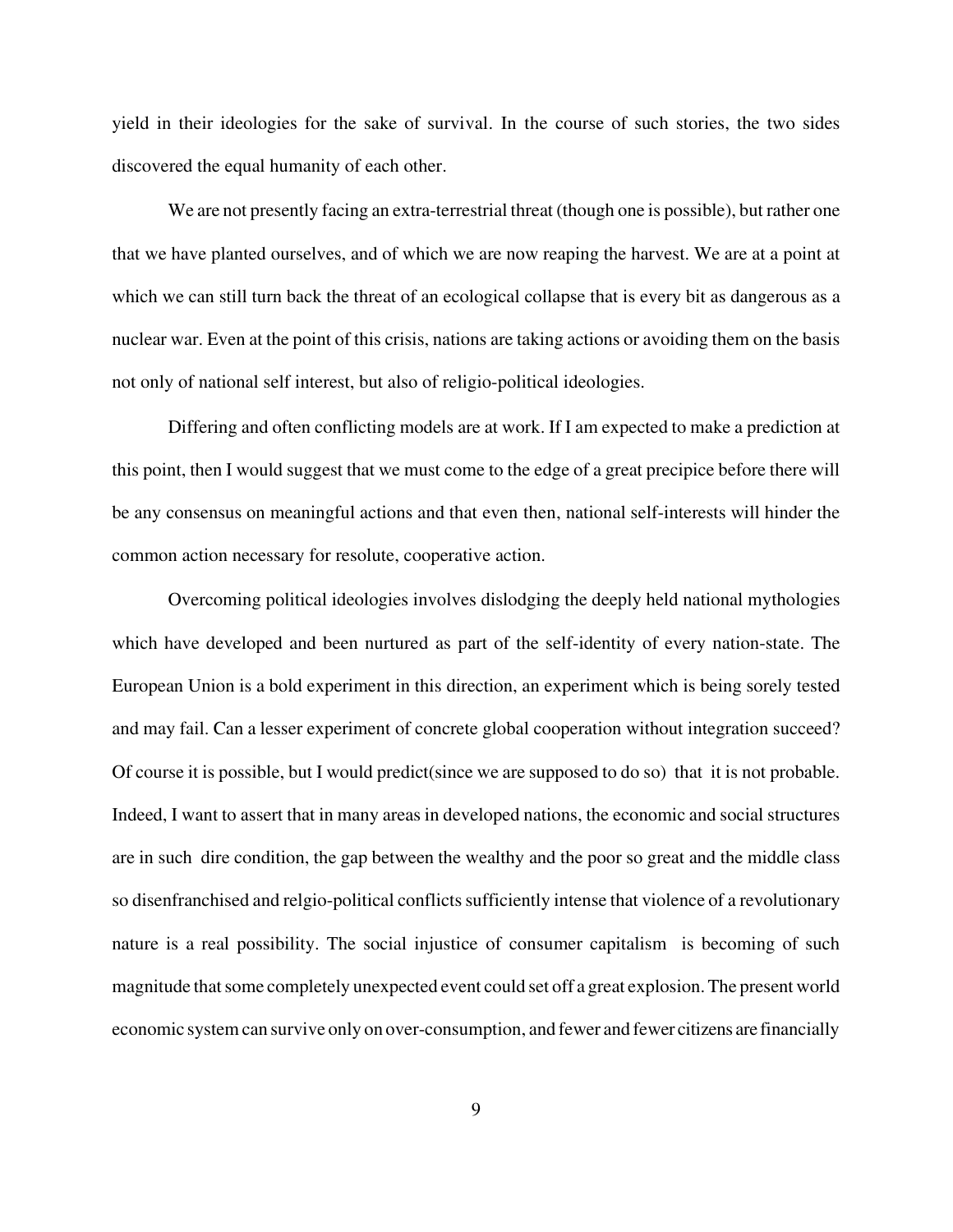yield in their ideologies for the sake of survival. In the course of such stories, the two sides discovered the equal humanity of each other.

We are not presently facing an extra-terrestrial threat (though one is possible), but rather one that we have planted ourselves, and of which we are now reaping the harvest. We are at a point at which we can still turn back the threat of an ecological collapse that is every bit as dangerous as a nuclear war. Even at the point of this crisis, nations are taking actions or avoiding them on the basis not only of national self interest, but also of religio-political ideologies.

Differing and often conflicting models are at work. If I am expected to make a prediction at this point, then I would suggest that we must come to the edge of a great precipice before there will be any consensus on meaningful actions and that even then, national self-interests will hinder the common action necessary for resolute, cooperative action.

Overcoming political ideologies involves dislodging the deeply held national mythologies which have developed and been nurtured as part of the self-identity of every nation-state. The European Union is a bold experiment in this direction, an experiment which is being sorely tested and may fail. Can a lesser experiment of concrete global cooperation without integration succeed? Of course it is possible, but I would predict(since we are supposed to do so) that it is not probable. Indeed, I want to assert that in many areas in developed nations, the economic and social structures are in such dire condition, the gap between the wealthy and the poor so great and the middle class so disenfranchised and relgio-political conflicts sufficiently intense that violence of a revolutionary nature is a real possibility. The social injustice of consumer capitalism is becoming of such magnitude that some completely unexpected event could set off a great explosion. The present world economic system can survive only on over-consumption, and fewer and fewer citizens are financially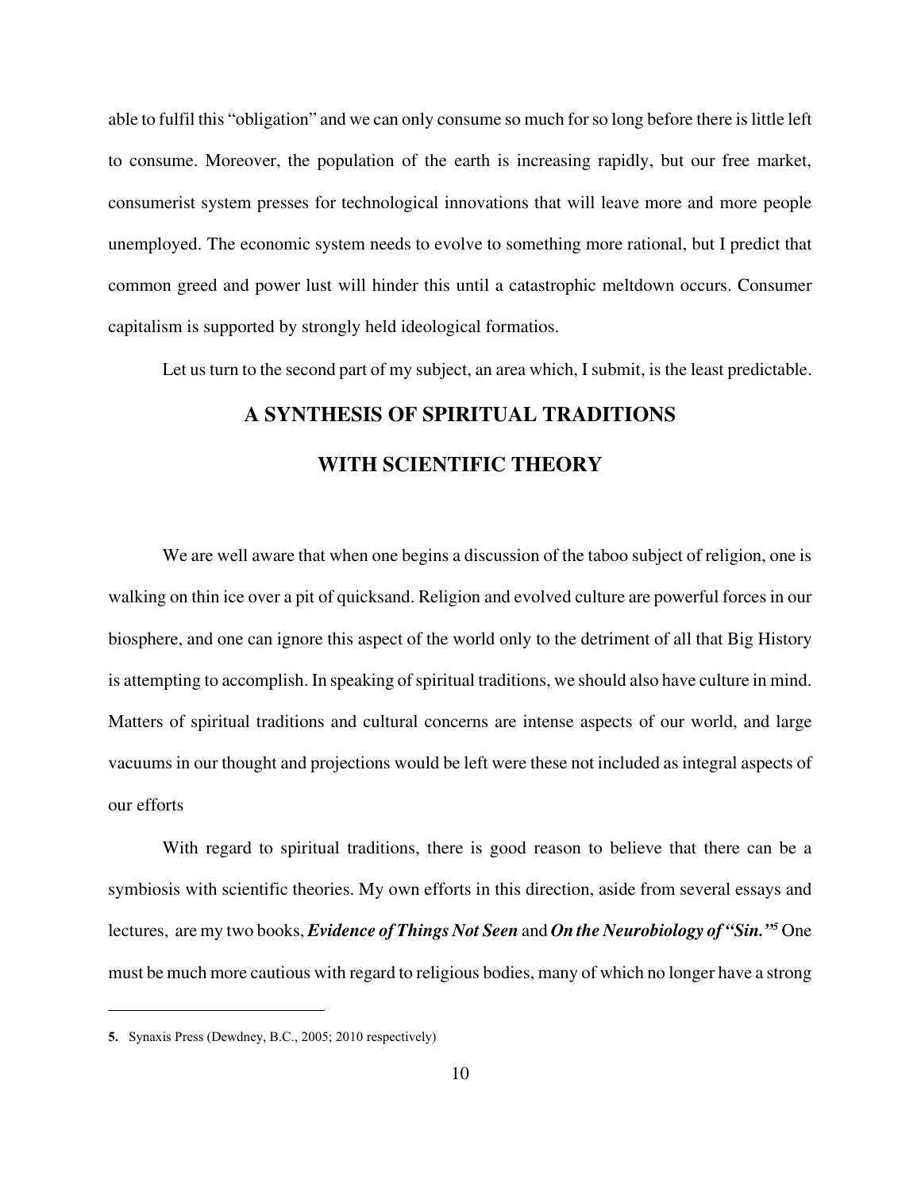able to fulfil this “obligation” and we can only consume so much for so long before there is little left to consume. Moreover, the population of the earth is increasing rapidly, but our free market, consumerist system presses for technological innovations that will leave more and more people unemployed. The economic system needs to evolve to something more rational, but I predict that common greed and power lust will hinder this until a catastrophic meltdown occurs. Consumer capitalism is supported by strongly held ideological formatios.

Let us turn to the second part of my subject, an area which, I submit, is the least predictable.

## A SYNTHESIS OF SPIRITUAL TRADITIONS WITH SCIENTIFIC THEORY

We are well aware that when one begins a discussion of the taboo subject of religion, one is walking on thin ice over a pit of quicksand. Religion and evolved culture are powerful forces in our biosphere, and one can ignore this aspect of the world only to the detriment of all that Big History is attempting to accomplish. In speaking of spiritual traditions, we should also have culture in mind. Matters of spiritual traditions and cultural concerns are intense aspects of our world, and large vacuums in our thought and projections would be left were these not included as integral aspects of our efforts

With regard to spiritual traditions, there is good reason to believe that there can be a symbiosis with scientific theories. My own efforts in this direction, aside from several essays and lectures, are my two books, ***Evidence of Things Not Seen*** and ***On the Neurobiology of “Sin.”***[5] One must be much more cautious with regard to religious bodies, many of which no longer have a strong

---

**5.** Synaxis Press (Dewdney, B.C., 2005; 2010 respectively)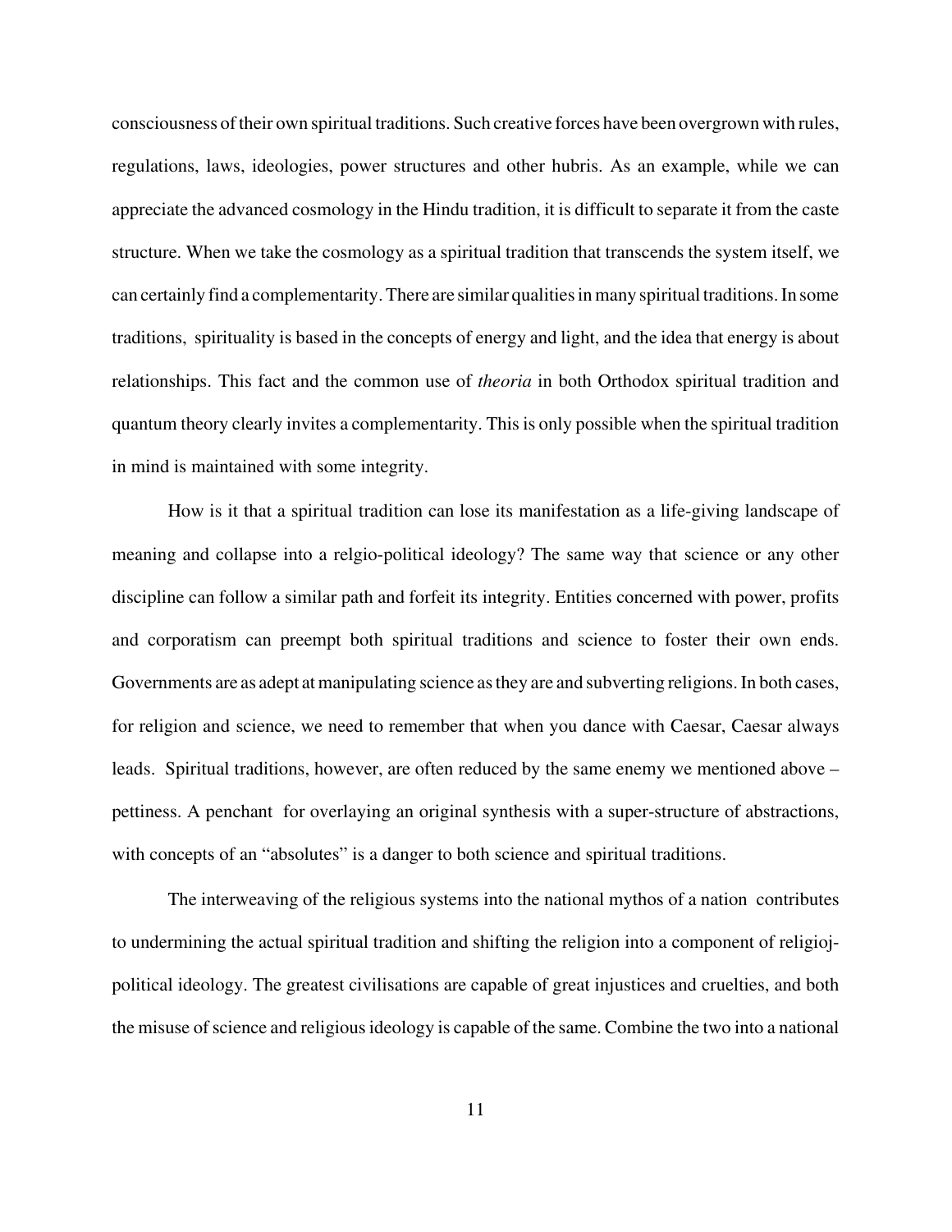consciousness of their own spiritual traditions. Such creative forces have been overgrown with rules, regulations, laws, ideologies, power structures and other hubris. As an example, while we can appreciate the advanced cosmology in the Hindu tradition, it is difficult to separate it from the caste structure. When we take the cosmology as a spiritual tradition that transcends the system itself, we can certainly find a complementarity. There are similar qualities in many spiritual traditions. In some traditions, spirituality is based in the concepts of energy and light, and the idea that energy is about relationships. This fact and the common use of *theoria* in both Orthodox spiritual tradition and quantum theory clearly invites a complementarity. This is only possible when the spiritual tradition in mind is maintained with some integrity.

How is it that a spiritual tradition can lose its manifestation as a life-giving landscape of meaning and collapse into a relgio-political ideology? The same way that science or any other discipline can follow a similar path and forfeit its integrity. Entities concerned with power, profits and corporatism can preempt both spiritual traditions and science to foster their own ends. Governments are as adept at manipulating science as they are and subverting religions. In both cases, for religion and science, we need to remember that when you dance with Caesar, Caesar always leads. Spiritual traditions, however, are often reduced by the same enemy we mentioned above – pettiness. A penchant for overlaying an original synthesis with a super-structure of abstractions, with concepts of an "absolutes" is a danger to both science and spiritual traditions.

The interweaving of the religious systems into the national mythos of a nation contributes to undermining the actual spiritual tradition and shifting the religion into a component of religioj-political ideology. The greatest civilisations are capable of great injustices and cruelties, and both the misuse of science and religious ideology is capable of the same. Combine the two into a national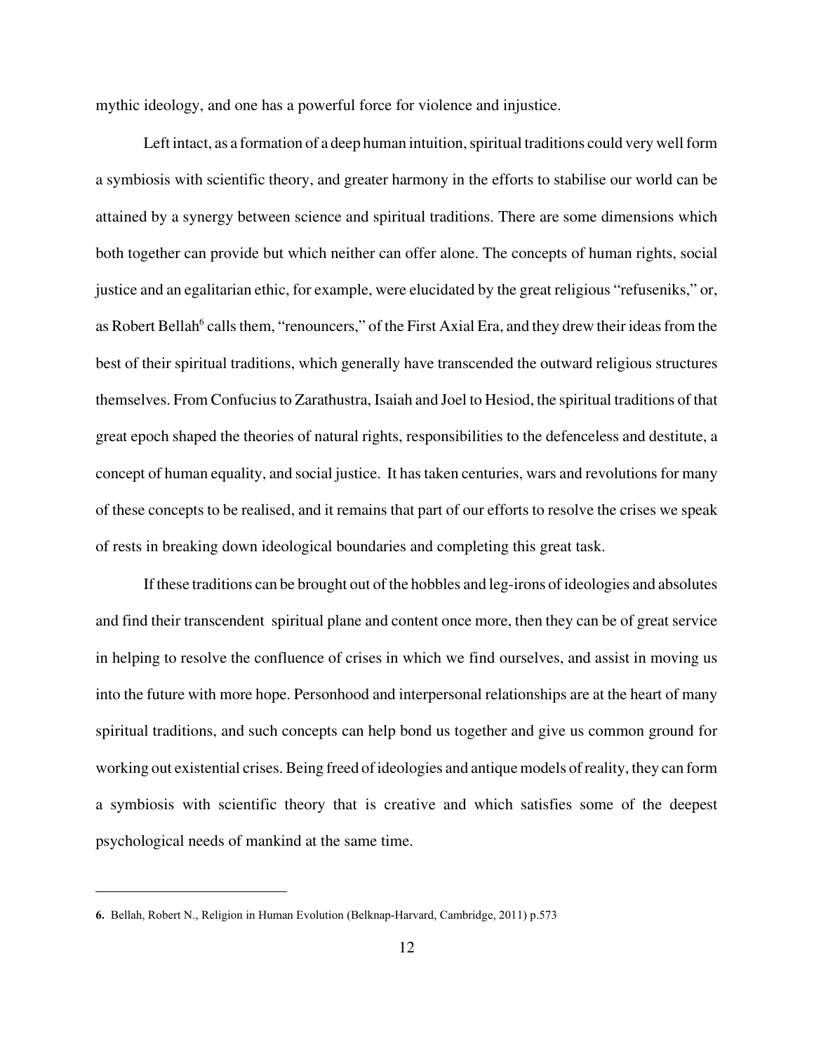mythic ideology, and one has a powerful force for violence and injustice.

Left intact, as a formation of a deep human intuition, spiritual traditions could very well form a symbiosis with scientific theory, and greater harmony in the efforts to stabilise our world can be attained by a synergy between science and spiritual traditions. There are some dimensions which both together can provide but which neither can offer alone. The concepts of human rights, social justice and an egalitarian ethic, for example, were elucidated by the great religious "refuseniks," or, as Robert Bellah[6] calls them, "renouncers," of the First Axial Era, and they drew their ideas from the best of their spiritual traditions, which generally have transcended the outward religious structures themselves. From Confucius to Zarathustra, Isaiah and Joel to Hesiod, the spiritual traditions of that great epoch shaped the theories of natural rights, responsibilities to the defenceless and destitute, a concept of human equality, and social justice. It has taken centuries, wars and revolutions for many of these concepts to be realised, and it remains that part of our efforts to resolve the crises we speak of rests in breaking down ideological boundaries and completing this great task.

If these traditions can be brought out of the hobbles and leg-irons of ideologies and absolutes and find their transcendent spiritual plane and content once more, then they can be of great service in helping to resolve the confluence of crises in which we find ourselves, and assist in moving us into the future with more hope. Personhood and interpersonal relationships are at the heart of many spiritual traditions, and such concepts can help bond us together and give us common ground for working out existential crises. Being freed of ideologies and antique models of reality, they can form a symbiosis with scientific theory that is creative and which satisfies some of the deepest psychological needs of mankind at the same time.

---

**6.** Bellah, Robert N., Religion in Human Evolution (Belknap-Harvard, Cambridge, 2011) p.573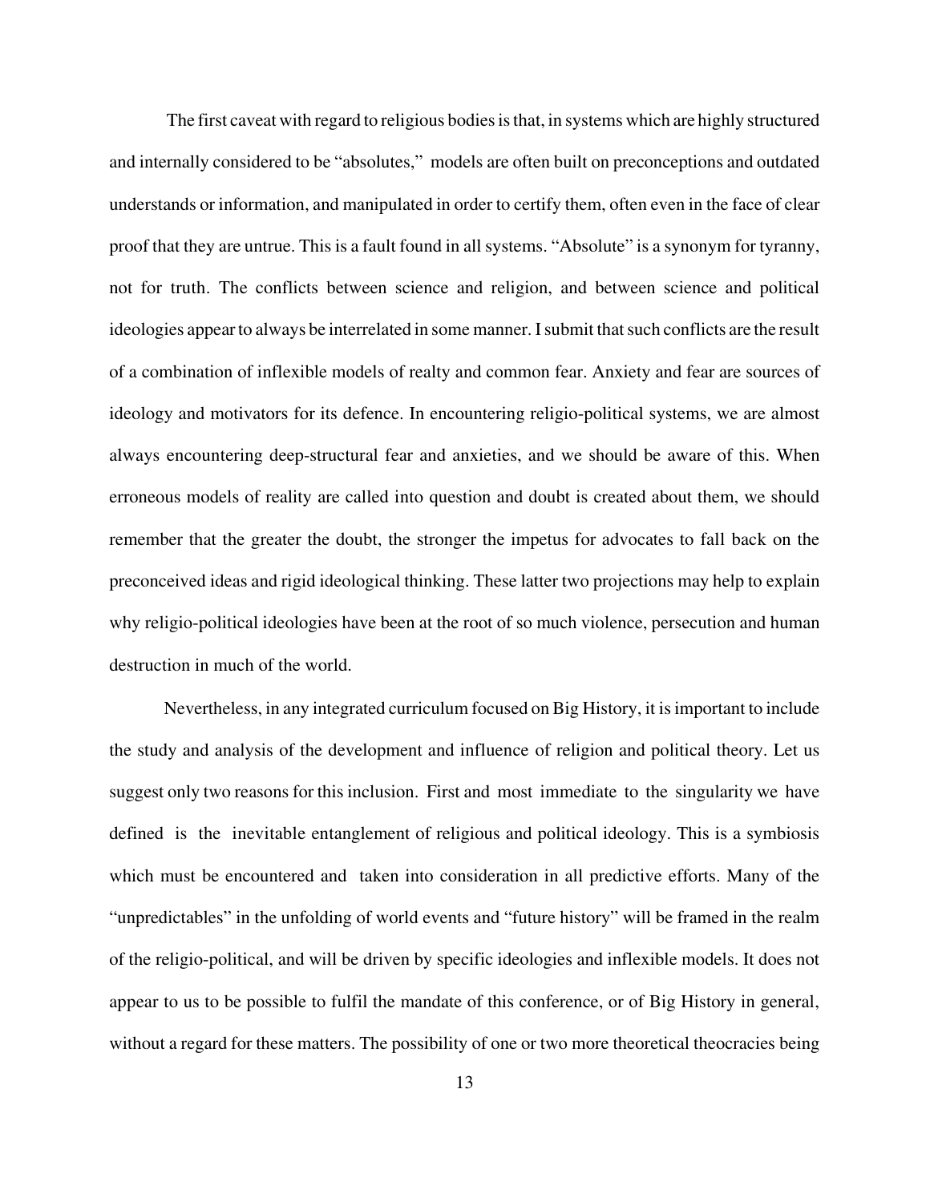The first caveat with regard to religious bodies is that, in systems which are highly structured and internally considered to be "absolutes," models are often built on preconceptions and outdated understands or information, and manipulated in order to certify them, often even in the face of clear proof that they are untrue. This is a fault found in all systems. "Absolute" is a synonym for tyranny, not for truth. The conflicts between science and religion, and between science and political ideologies appear to always be interrelated in some manner. I submit that such conflicts are the result of a combination of inflexible models of realty and common fear. Anxiety and fear are sources of ideology and motivators for its defence. In encountering religio-political systems, we are almost always encountering deep-structural fear and anxieties, and we should be aware of this. When erroneous models of reality are called into question and doubt is created about them, we should remember that the greater the doubt, the stronger the impetus for advocates to fall back on the preconceived ideas and rigid ideological thinking. These latter two projections may help to explain why religio-political ideologies have been at the root of so much violence, persecution and human destruction in much of the world.

Nevertheless, in any integrated curriculum focused on Big History, it is important to include the study and analysis of the development and influence of religion and political theory. Let us suggest only two reasons for this inclusion. First and most immediate to the singularity we have defined is the inevitable entanglement of religious and political ideology. This is a symbiosis which must be encountered and taken into consideration in all predictive efforts. Many of the "unpredictables" in the unfolding of world events and "future history" will be framed in the realm of the religio-political, and will be driven by specific ideologies and inflexible models. It does not appear to us to be possible to fulfil the mandate of this conference, or of Big History in general, without a regard for these matters. The possibility of one or two more theoretical theocracies being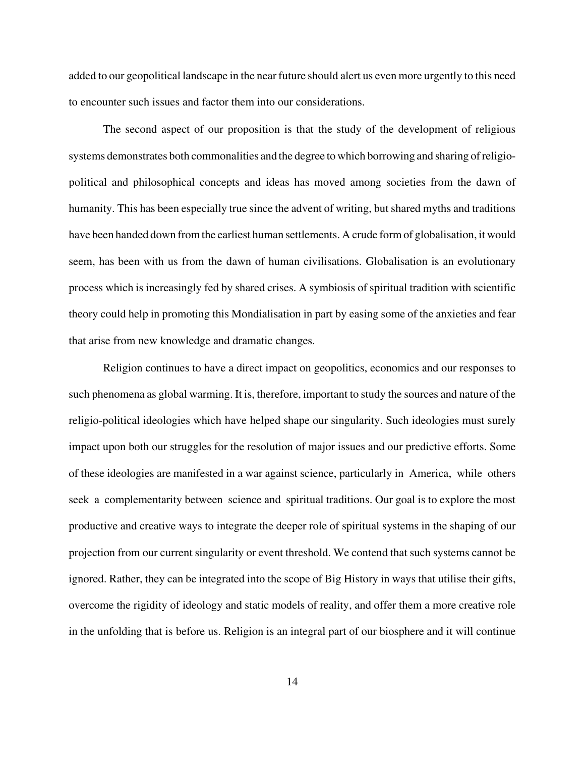added to our geopolitical landscape in the near future should alert us even more urgently to this need to encounter such issues and factor them into our considerations.

The second aspect of our proposition is that the study of the development of religious systems demonstrates both commonalities and the degree to which borrowing and sharing of religio-political and philosophical concepts and ideas has moved among societies from the dawn of humanity. This has been especially true since the advent of writing, but shared myths and traditions have been handed down from the earliest human settlements. A crude form of globalisation, it would seem, has been with us from the dawn of human civilisations. Globalisation is an evolutionary process which is increasingly fed by shared crises. A symbiosis of spiritual tradition with scientific theory could help in promoting this Mondialisation in part by easing some of the anxieties and fear that arise from new knowledge and dramatic changes.

Religion continues to have a direct impact on geopolitics, economics and our responses to such phenomena as global warming. It is, therefore, important to study the sources and nature of the religio-political ideologies which have helped shape our singularity. Such ideologies must surely impact upon both our struggles for the resolution of major issues and our predictive efforts. Some of these ideologies are manifested in a war against science, particularly in America, while others seek a complementarity between science and spiritual traditions. Our goal is to explore the most productive and creative ways to integrate the deeper role of spiritual systems in the shaping of our projection from our current singularity or event threshold. We contend that such systems cannot be ignored. Rather, they can be integrated into the scope of Big History in ways that utilise their gifts, overcome the rigidity of ideology and static models of reality, and offer them a more creative role in the unfolding that is before us. Religion is an integral part of our biosphere and it will continue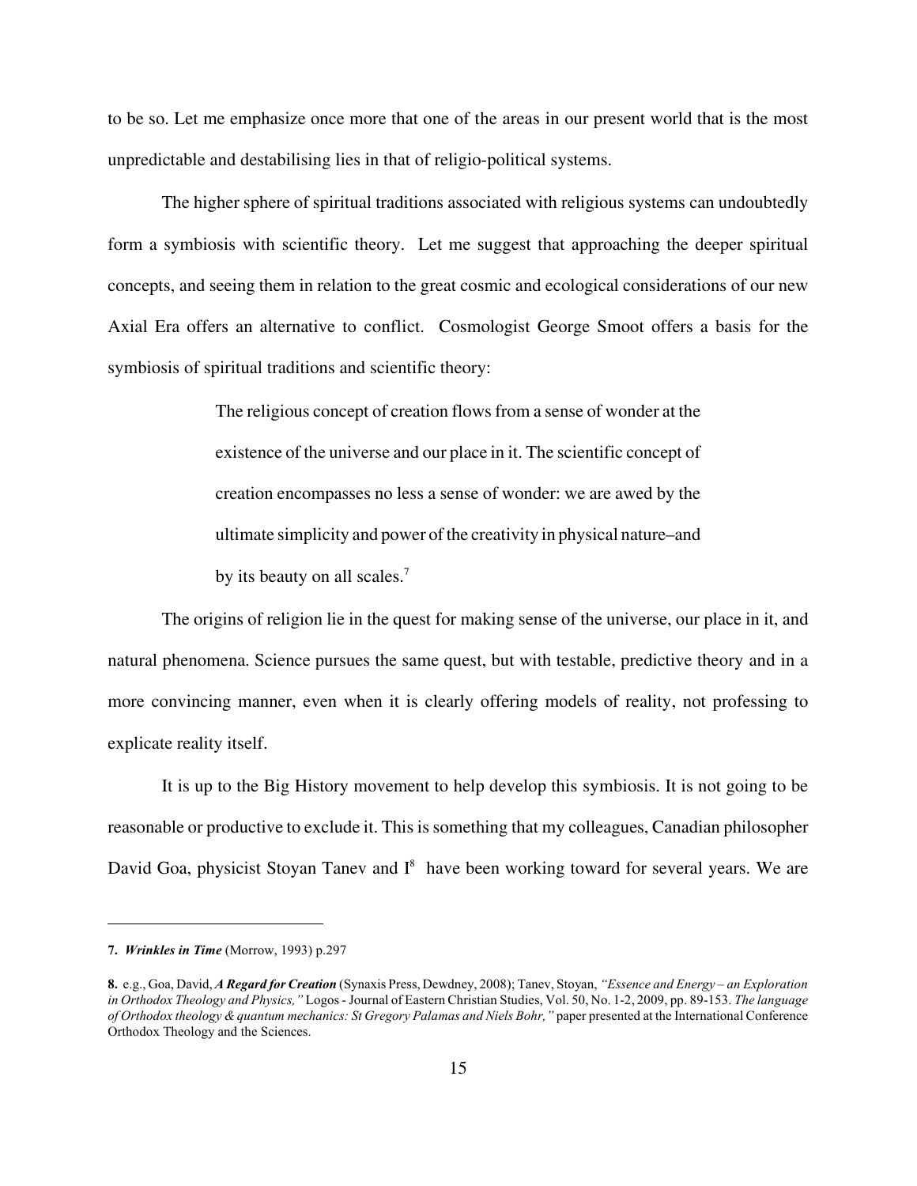to be so. Let me emphasize once more that one of the areas in our present world that is the most unpredictable and destabilising lies in that of religio-political systems.

The higher sphere of spiritual traditions associated with religious systems can undoubtedly form a symbiosis with scientific theory. Let me suggest that approaching the deeper spiritual concepts, and seeing them in relation to the great cosmic and ecological considerations of our new Axial Era offers an alternative to conflict. Cosmologist George Smoot offers a basis for the symbiosis of spiritual traditions and scientific theory:

> The religious concept of creation flows from a sense of wonder at the existence of the universe and our place in it. The scientific concept of creation encompasses no less a sense of wonder: we are awed by the ultimate simplicity and power of the creativity in physical nature–and by its beauty on all scales.[7]

The origins of religion lie in the quest for making sense of the universe, our place in it, and natural phenomena. Science pursues the same quest, but with testable, predictive theory and in a more convincing manner, even when it is clearly offering models of reality, not professing to explicate reality itself.

It is up to the Big History movement to help develop this symbiosis. It is not going to be reasonable or productive to exclude it. This is something that my colleagues, Canadian philosopher David Goa, physicist Stoyan Tanev and I[8] have been working toward for several years. We are

---

**7.** ***Wrinkles in Time*** (Morrow, 1993) p.297

**8.** e.g., Goa, David, ***A Regard for Creation*** (Synaxis Press, Dewdney, 2008); Tanev, Stoyan, *"Essence and Energy – an Exploration in Orthodox Theology and Physics,"* Logos - Journal of Eastern Christian Studies, Vol. 50, No. 1-2, 2009, pp. 89-153. *The language of Orthodox theology & quantum mechanics: St Gregory Palamas and Niels Bohr,"* paper presented at the International Conference Orthodox Theology and the Sciences.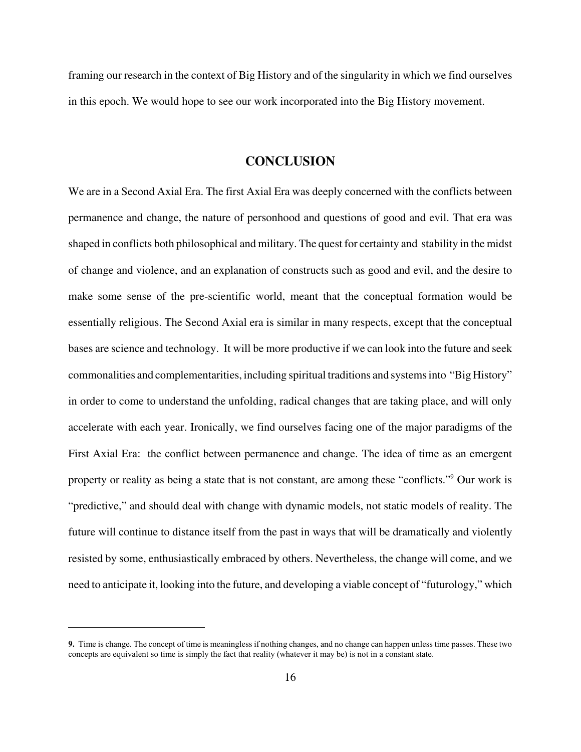framing our research in the context of Big History and of the singularity in which we find ourselves in this epoch. We would hope to see our work incorporated into the Big History movement.

## CONCLUSION

We are in a Second Axial Era. The first Axial Era was deeply concerned with the conflicts between permanence and change, the nature of personhood and questions of good and evil. That era was shaped in conflicts both philosophical and military. The quest for certainty and stability in the midst of change and violence, and an explanation of constructs such as good and evil, and the desire to make some sense of the pre-scientific world, meant that the conceptual formation would be essentially religious. The Second Axial era is similar in many respects, except that the conceptual bases are science and technology. It will be more productive if we can look into the future and seek commonalities and complementarities, including spiritual traditions and systems into "Big History" in order to come to understand the unfolding, radical changes that are taking place, and will only accelerate with each year. Ironically, we find ourselves facing one of the major paradigms of the First Axial Era: the conflict between permanence and change. The idea of time as an emergent property or reality as being a state that is not constant, are among these "conflicts."[9] Our work is "predictive," and should deal with change with dynamic models, not static models of reality. The future will continue to distance itself from the past in ways that will be dramatically and violently resisted by some, enthusiastically embraced by others. Nevertheless, the change will come, and we need to anticipate it, looking into the future, and developing a viable concept of "futurology," which

---

**9.** Time is change. The concept of time is meaningless if nothing changes, and no change can happen unless time passes. These two concepts are equivalent so time is simply the fact that reality (whatever it may be) is not in a constant state.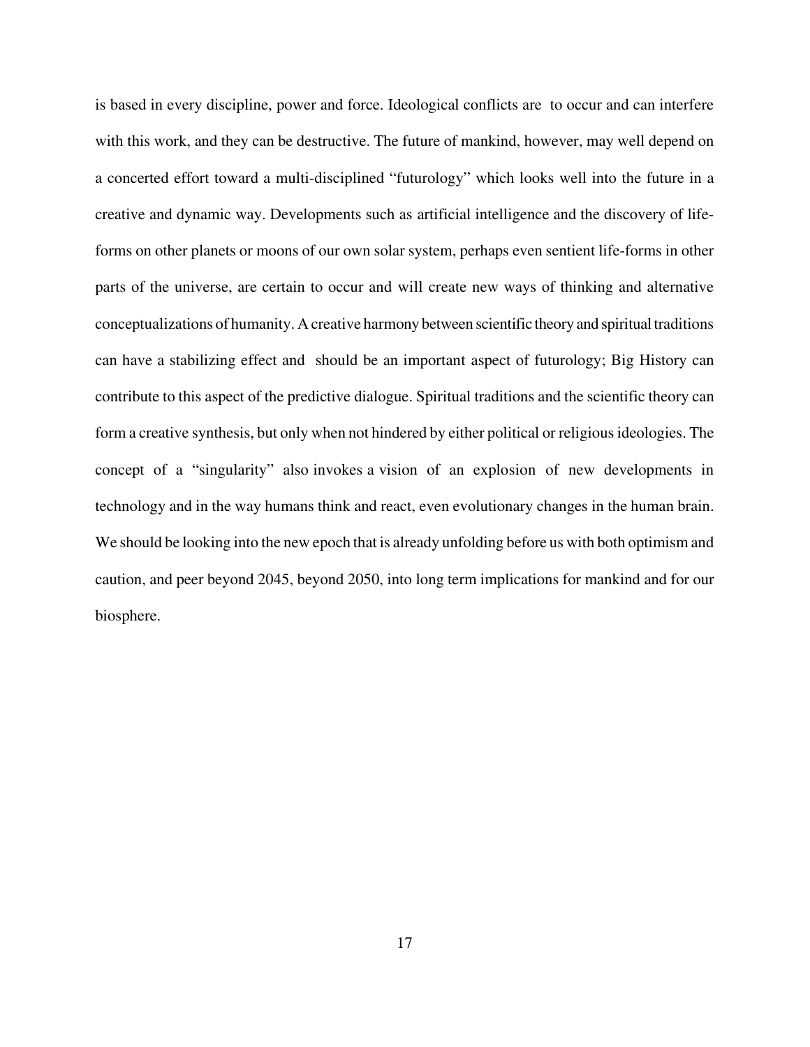is based in every discipline, power and force. Ideological conflicts are to occur and can interfere with this work, and they can be destructive. The future of mankind, however, may well depend on a concerted effort toward a multi-disciplined "futurology" which looks well into the future in a creative and dynamic way. Developments such as artificial intelligence and the discovery of life-forms on other planets or moons of our own solar system, perhaps even sentient life-forms in other parts of the universe, are certain to occur and will create new ways of thinking and alternative conceptualizations of humanity. A creative harmony between scientific theory and spiritual traditions can have a stabilizing effect and should be an important aspect of futurology; Big History can contribute to this aspect of the predictive dialogue. Spiritual traditions and the scientific theory can form a creative synthesis, but only when not hindered by either political or religious ideologies. The concept of a "singularity" also invokes a vision of an explosion of new developments in technology and in the way humans think and react, even evolutionary changes in the human brain. We should be looking into the new epoch that is already unfolding before us with both optimism and caution, and peer beyond 2045, beyond 2050, into long term implications for mankind and for our biosphere.